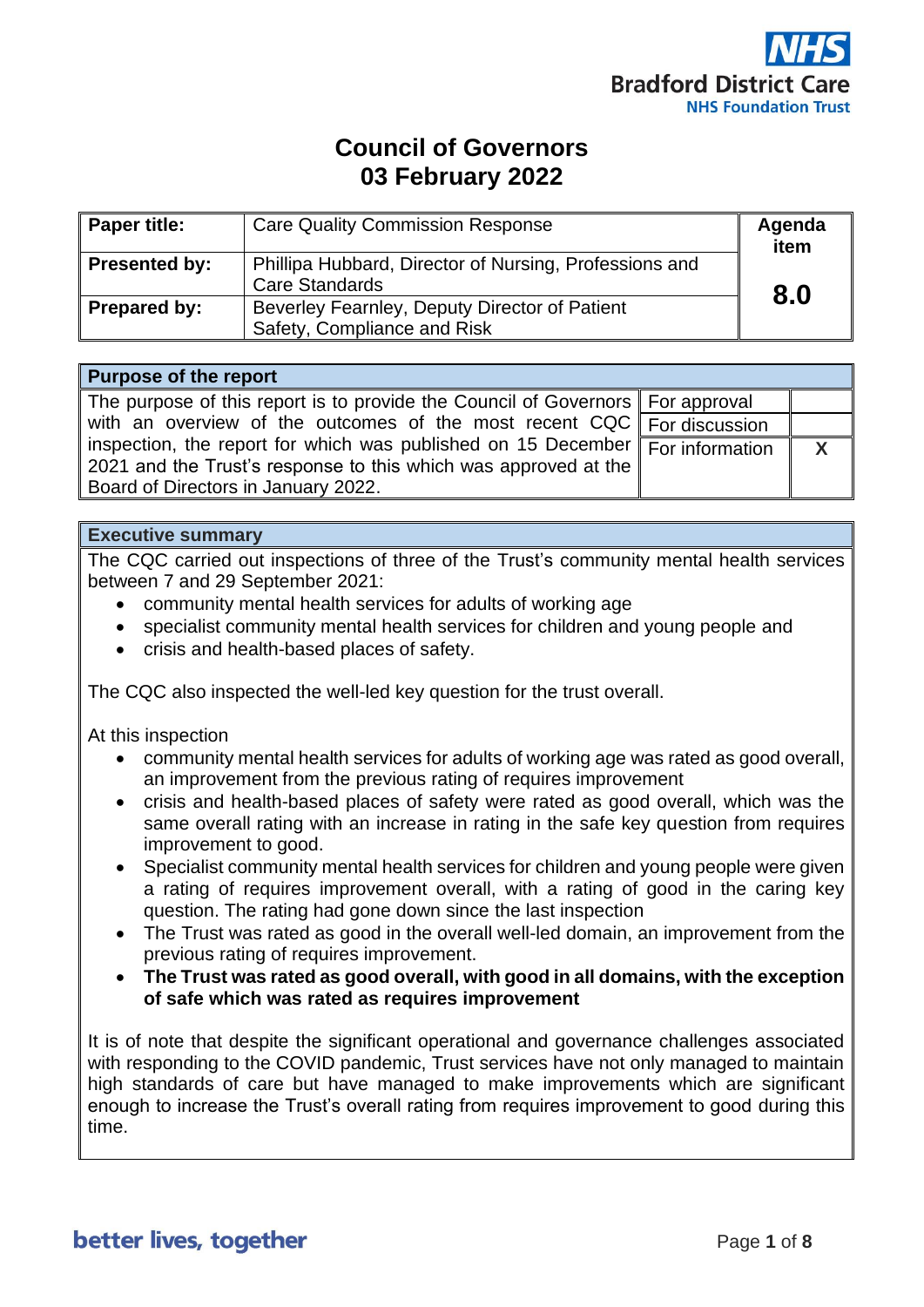NHS Bradford District Care NHS Foundation Trust

# Council of Governors
# 03 February 2022

| Paper title: | Care Quality Commission Response | Agenda item |
|---|---|---|
| Presented by: | Phillipa Hubbard, Director of Nursing, Professions and Care Standards | 8.0 |
| Prepared by: | Beverley Fearnley, Deputy Director of Patient Safety, Compliance and Risk | |

| Purpose of the report | | |
|---|---|---|
| The purpose of this report is to provide the Council of Governors with an overview of the outcomes of the most recent CQC inspection, the report for which was published on 15 December 2021 and the Trust's response to this which was approved at the Board of Directors in January 2022. | For approval | |
| | For discussion | |
| | For information | X |

## Executive summary

The CQC carried out inspections of three of the Trust's community mental health services between 7 and 29 September 2021:

- community mental health services for adults of working age
- specialist community mental health services for children and young people and
- crisis and health-based places of safety.

The CQC also inspected the well-led key question for the trust overall.

At this inspection

- community mental health services for adults of working age was rated as good overall, an improvement from the previous rating of requires improvement
- crisis and health-based places of safety were rated as good overall, which was the same overall rating with an increase in rating in the safe key question from requires improvement to good.
- Specialist community mental health services for children and young people were given a rating of requires improvement overall, with a rating of good in the caring key question. The rating had gone down since the last inspection
- The Trust was rated as good in the overall well-led domain, an improvement from the previous rating of requires improvement.
- **The Trust was rated as good overall, with good in all domains, with the exception of safe which was rated as requires improvement**

It is of note that despite the significant operational and governance challenges associated with responding to the COVID pandemic, Trust services have not only managed to maintain high standards of care but have managed to make improvements which are significant enough to increase the Trust's overall rating from requires improvement to good during this time.

better lives, together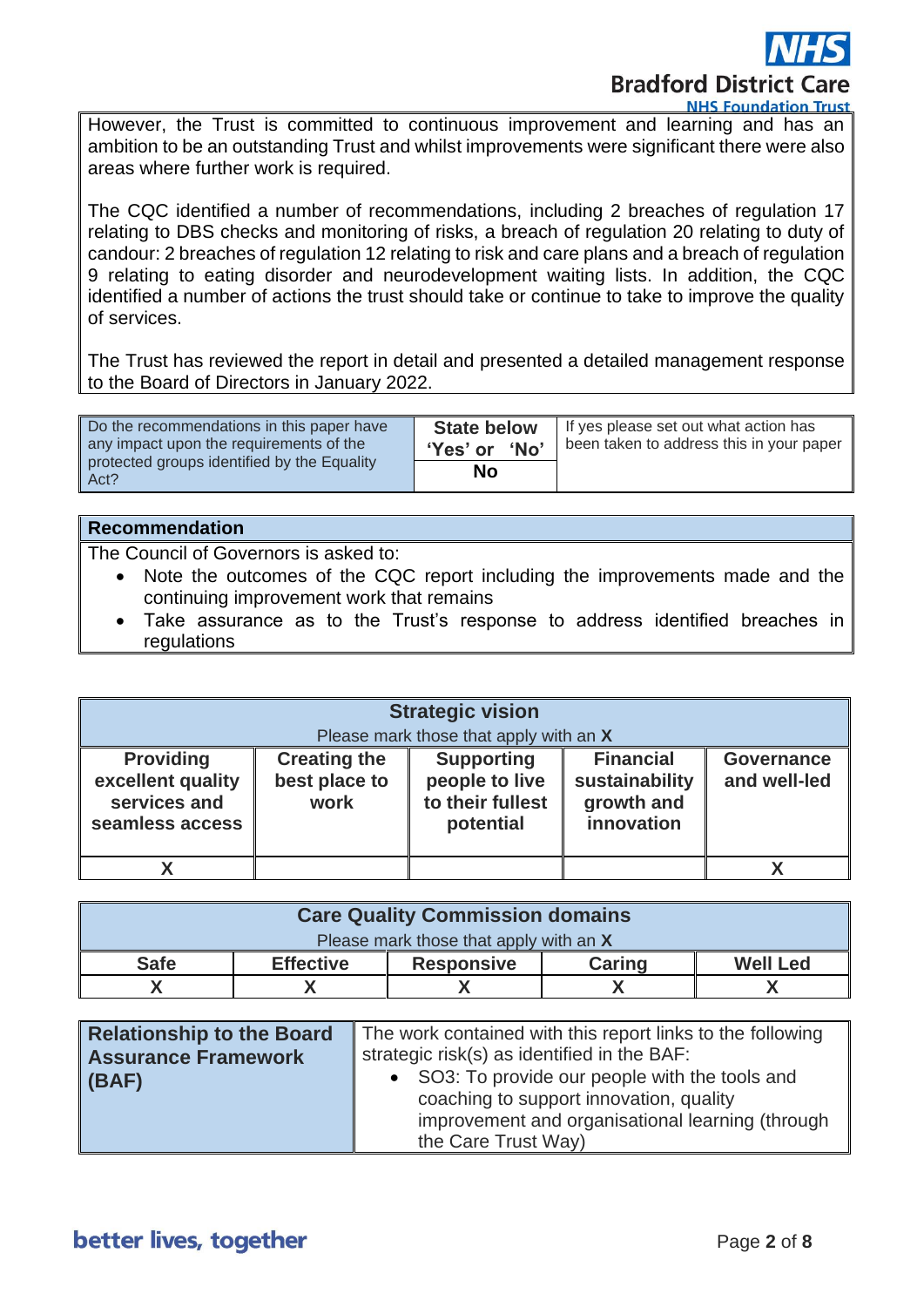However, the Trust is committed to continuous improvement and learning and has an ambition to be an outstanding Trust and whilst improvements were significant there were also areas where further work is required.

The CQC identified a number of recommendations, including 2 breaches of regulation 17 relating to DBS checks and monitoring of risks, a breach of regulation 20 relating to duty of candour: 2 breaches of regulation 12 relating to risk and care plans and a breach of regulation 9 relating to eating disorder and neurodevelopment waiting lists. In addition, the CQC identified a number of actions the trust should take or continue to take to improve the quality of services.

The Trust has reviewed the report in detail and presented a detailed management response to the Board of Directors in January 2022.

| Do the recommendations in this paper have any impact upon the requirements of the protected groups identified by the Equality Act? | **State below 'Yes' or 'No'** | If yes please set out what action has been taken to address this in your paper |
|---|---|---|
| | **No** | |

| **Recommendation** |
|---|
| The Council of Governors is asked to:<br>• Note the outcomes of the CQC report including the improvements made and the continuing improvement work that remains<br>• Take assurance as to the Trust's response to address identified breaches in regulations |

| **Strategic vision**<br>Please mark those that apply with an **X** | | | | |
|---|---|---|---|---|
| **Providing excellent quality services and seamless access** | **Creating the best place to work** | **Supporting people to live to their fullest potential** | **Financial sustainability growth and innovation** | **Governance and well-led** |
| **X** | | | | **X** |

| **Care Quality Commission domains**<br>Please mark those that apply with an **X** | | | | |
|---|---|---|---|---|
| **Safe** | **Effective** | **Responsive** | **Caring** | **Well Led** |
| **X** | **X** | **X** | **X** | **X** |

| **Relationship to the Board Assurance Framework (BAF)** | The work contained with this report links to the following strategic risk(s) as identified in the BAF:<br>• SO3: To provide our people with the tools and coaching to support innovation, quality improvement and organisational learning (through the Care Trust Way) |
|---|---|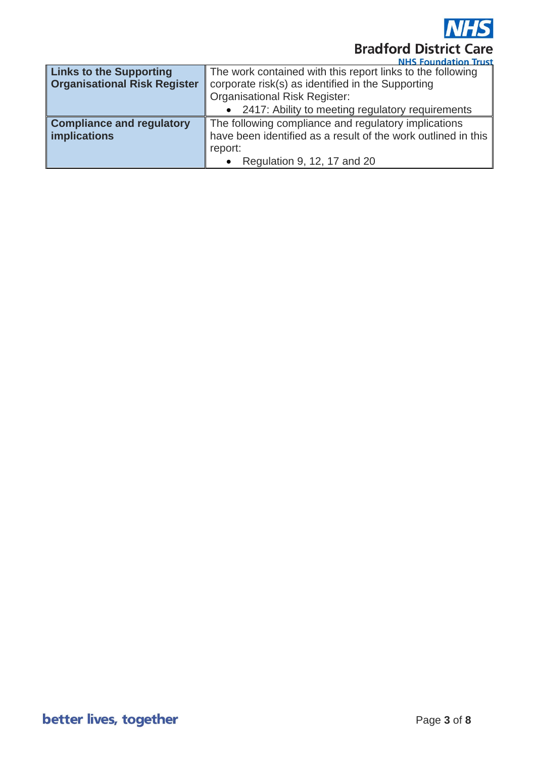| | |
|---|---|
| **Links to the Supporting Organisational Risk Register** | The work contained with this report links to the following corporate risk(s) as identified in the Supporting Organisational Risk Register:<br>• 2417: Ability to meeting regulatory requirements |
| **Compliance and regulatory implications** | The following compliance and regulatory implications have been identified as a result of the work outlined in this report:<br>• Regulation 9, 12, 17 and 20 |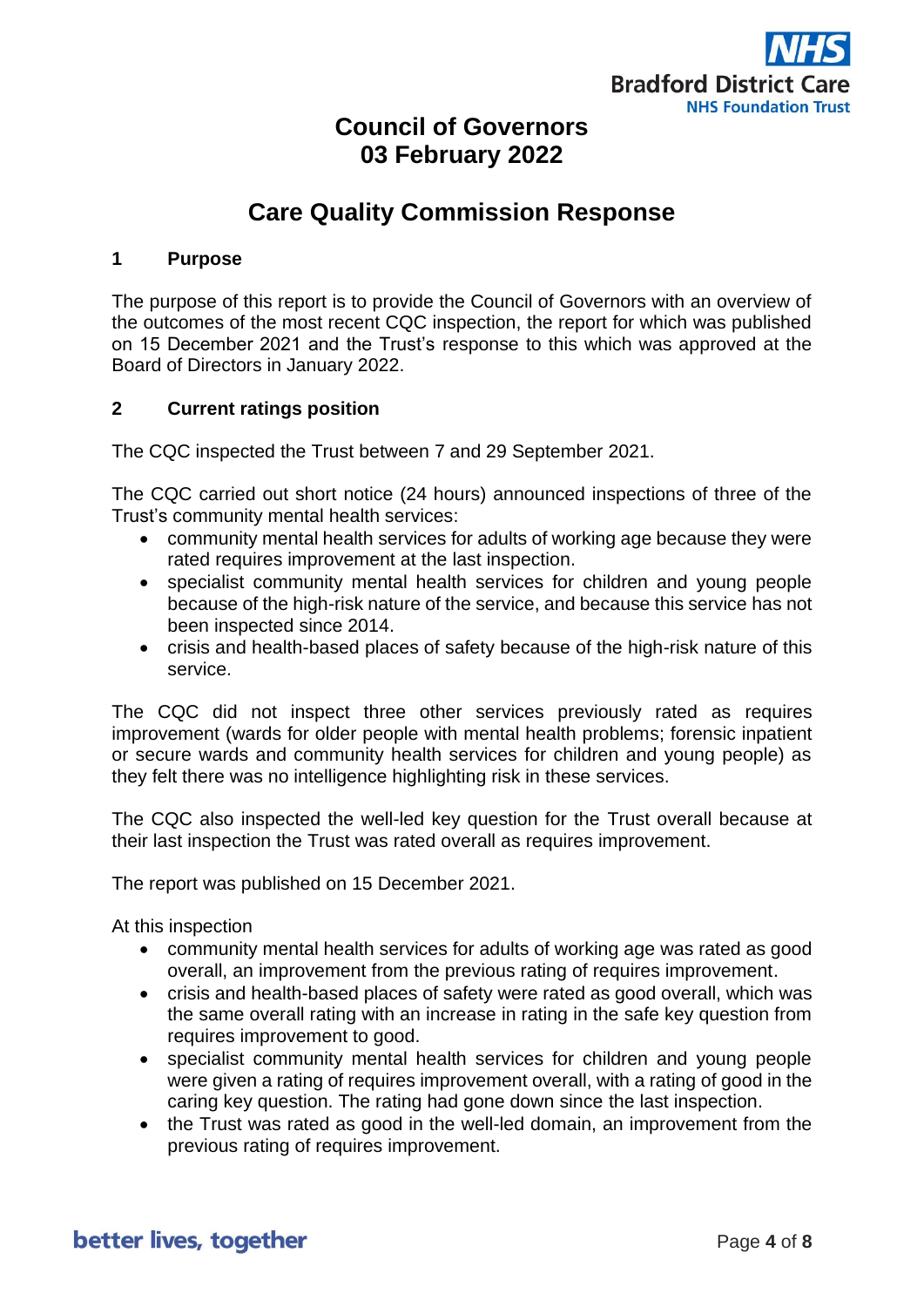# Council of Governors
# 03 February 2022

## Care Quality Commission Response

### 1 Purpose

The purpose of this report is to provide the Council of Governors with an overview of the outcomes of the most recent CQC inspection, the report for which was published on 15 December 2021 and the Trust's response to this which was approved at the Board of Directors in January 2022.

### 2 Current ratings position

The CQC inspected the Trust between 7 and 29 September 2021.

The CQC carried out short notice (24 hours) announced inspections of three of the Trust's community mental health services:

- community mental health services for adults of working age because they were rated requires improvement at the last inspection.
- specialist community mental health services for children and young people because of the high-risk nature of the service, and because this service has not been inspected since 2014.
- crisis and health-based places of safety because of the high-risk nature of this service.

The CQC did not inspect three other services previously rated as requires improvement (wards for older people with mental health problems; forensic inpatient or secure wards and community health services for children and young people) as they felt there was no intelligence highlighting risk in these services.

The CQC also inspected the well-led key question for the Trust overall because at their last inspection the Trust was rated overall as requires improvement.

The report was published on 15 December 2021.

At this inspection

- community mental health services for adults of working age was rated as good overall, an improvement from the previous rating of requires improvement.
- crisis and health-based places of safety were rated as good overall, which was the same overall rating with an increase in rating in the safe key question from requires improvement to good.
- specialist community mental health services for children and young people were given a rating of requires improvement overall, with a rating of good in the caring key question. The rating had gone down since the last inspection.
- the Trust was rated as good in the well-led domain, an improvement from the previous rating of requires improvement.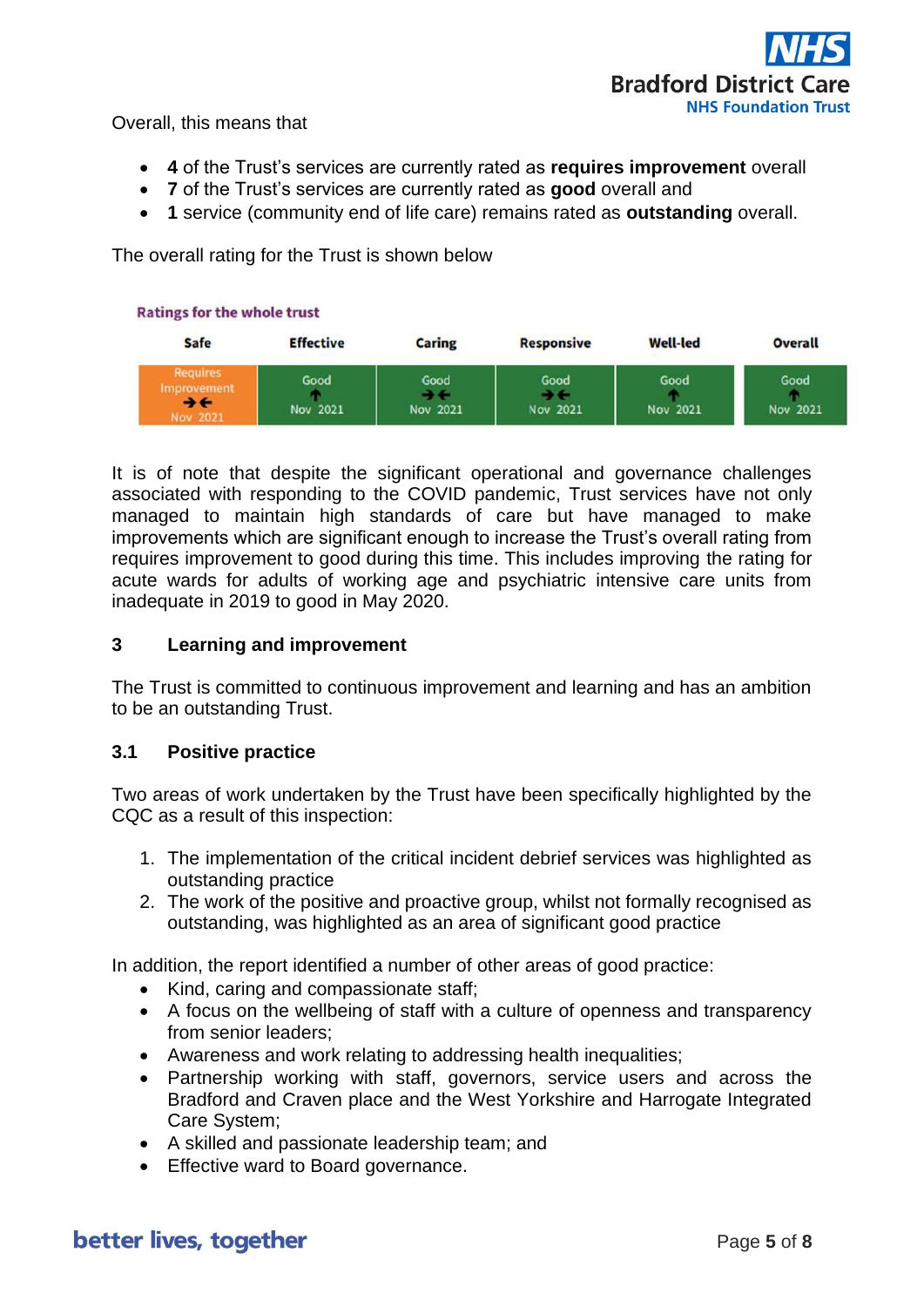Overall, this means that

- **4** of the Trust's services are currently rated as **requires improvement** overall
- **7** of the Trust's services are currently rated as **good** overall and
- **1** service (community end of life care) remains rated as **outstanding** overall.

The overall rating for the Trust is shown below

**Ratings for the whole trust**

| Safe | Effective | Caring | Responsive | Well-led | Overall |
|---|---|---|---|---|---|
| Requires Improvement →← Nov 2021 | Good ↑ Nov 2021 | Good →← Nov 2021 | Good →← Nov 2021 | Good ↑ Nov 2021 | Good ↑ Nov 2021 |

It is of note that despite the significant operational and governance challenges associated with responding to the COVID pandemic, Trust services have not only managed to maintain high standards of care but have managed to make improvements which are significant enough to increase the Trust's overall rating from requires improvement to good during this time. This includes improving the rating for acute wards for adults of working age and psychiatric intensive care units from inadequate in 2019 to good in May 2020.

## 3 Learning and improvement

The Trust is committed to continuous improvement and learning and has an ambition to be an outstanding Trust.

### 3.1 Positive practice

Two areas of work undertaken by the Trust have been specifically highlighted by the CQC as a result of this inspection:

1. The implementation of the critical incident debrief services was highlighted as outstanding practice
2. The work of the positive and proactive group, whilst not formally recognised as outstanding, was highlighted as an area of significant good practice

In addition, the report identified a number of other areas of good practice:

- Kind, caring and compassionate staff;
- A focus on the wellbeing of staff with a culture of openness and transparency from senior leaders;
- Awareness and work relating to addressing health inequalities;
- Partnership working with staff, governors, service users and across the Bradford and Craven place and the West Yorkshire and Harrogate Integrated Care System;
- A skilled and passionate leadership team; and
- Effective ward to Board governance.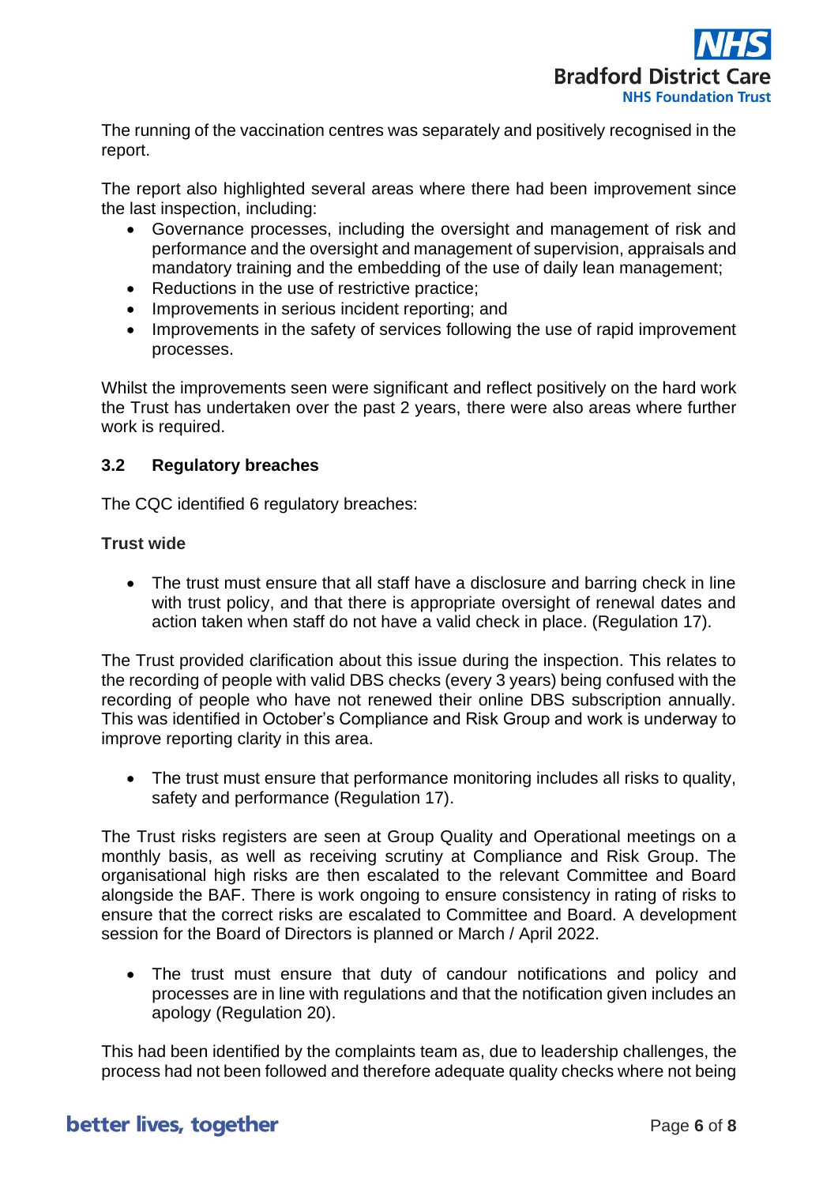The running of the vaccination centres was separately and positively recognised in the report.

The report also highlighted several areas where there had been improvement since the last inspection, including:

- Governance processes, including the oversight and management of risk and performance and the oversight and management of supervision, appraisals and mandatory training and the embedding of the use of daily lean management;
- Reductions in the use of restrictive practice;
- Improvements in serious incident reporting; and
- Improvements in the safety of services following the use of rapid improvement processes.

Whilst the improvements seen were significant and reflect positively on the hard work the Trust has undertaken over the past 2 years, there were also areas where further work is required.

### 3.2 Regulatory breaches

The CQC identified 6 regulatory breaches:

**Trust wide**

- The trust must ensure that all staff have a disclosure and barring check in line with trust policy, and that there is appropriate oversight of renewal dates and action taken when staff do not have a valid check in place. (Regulation 17).

The Trust provided clarification about this issue during the inspection. This relates to the recording of people with valid DBS checks (every 3 years) being confused with the recording of people who have not renewed their online DBS subscription annually. This was identified in October's Compliance and Risk Group and work is underway to improve reporting clarity in this area.

- The trust must ensure that performance monitoring includes all risks to quality, safety and performance (Regulation 17).

The Trust risks registers are seen at Group Quality and Operational meetings on a monthly basis, as well as receiving scrutiny at Compliance and Risk Group. The organisational high risks are then escalated to the relevant Committee and Board alongside the BAF. There is work ongoing to ensure consistency in rating of risks to ensure that the correct risks are escalated to Committee and Board. A development session for the Board of Directors is planned or March / April 2022.

- The trust must ensure that duty of candour notifications and policy and processes are in line with regulations and that the notification given includes an apology (Regulation 20).

This had been identified by the complaints team as, due to leadership challenges, the process had not been followed and therefore adequate quality checks where not being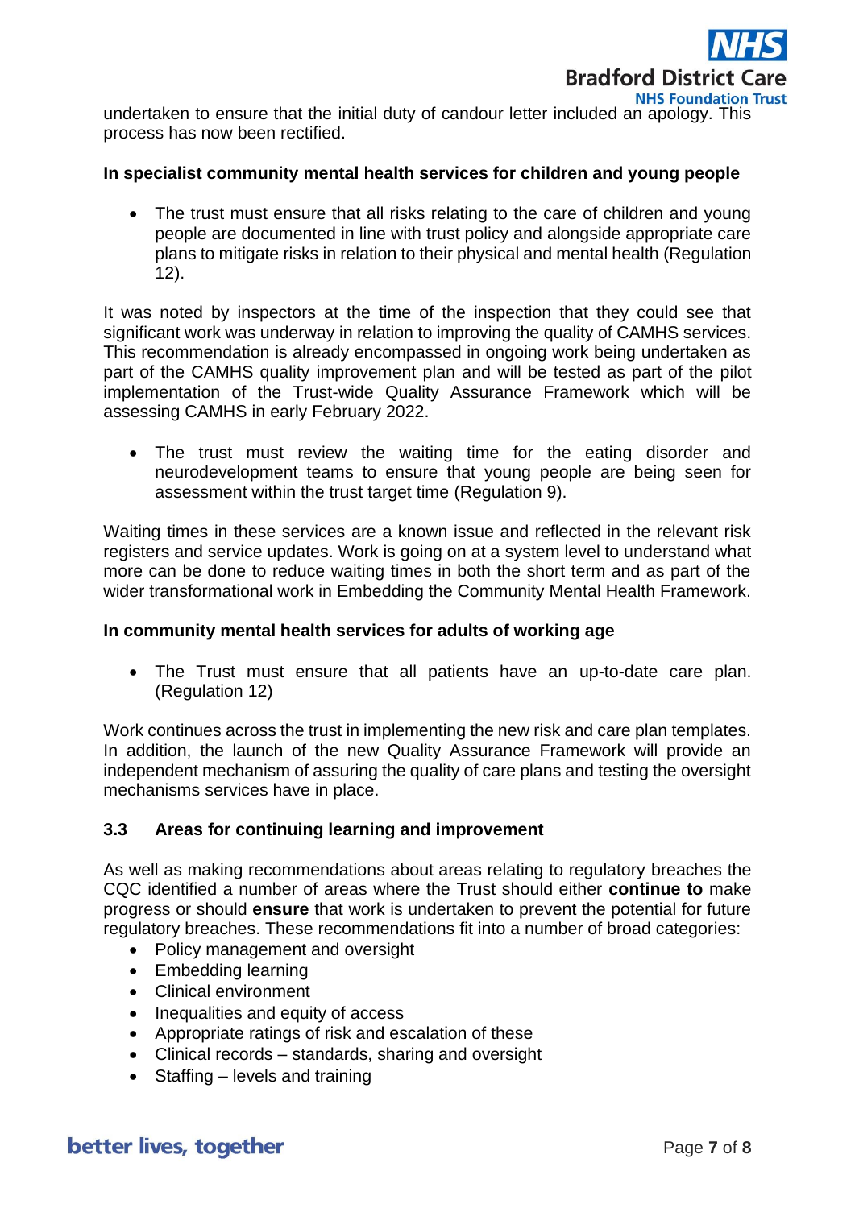undertaken to ensure that the initial duty of candour letter included an apology. This process has now been rectified.

**In specialist community mental health services for children and young people**

- The trust must ensure that all risks relating to the care of children and young people are documented in line with trust policy and alongside appropriate care plans to mitigate risks in relation to their physical and mental health (Regulation 12).

It was noted by inspectors at the time of the inspection that they could see that significant work was underway in relation to improving the quality of CAMHS services. This recommendation is already encompassed in ongoing work being undertaken as part of the CAMHS quality improvement plan and will be tested as part of the pilot implementation of the Trust-wide Quality Assurance Framework which will be assessing CAMHS in early February 2022.

- The trust must review the waiting time for the eating disorder and neurodevelopment teams to ensure that young people are being seen for assessment within the trust target time (Regulation 9).

Waiting times in these services are a known issue and reflected in the relevant risk registers and service updates. Work is going on at a system level to understand what more can be done to reduce waiting times in both the short term and as part of the wider transformational work in Embedding the Community Mental Health Framework.

**In community mental health services for adults of working age**

- The Trust must ensure that all patients have an up-to-date care plan. (Regulation 12)

Work continues across the trust in implementing the new risk and care plan templates. In addition, the launch of the new Quality Assurance Framework will provide an independent mechanism of assuring the quality of care plans and testing the oversight mechanisms services have in place.

### 3.3 Areas for continuing learning and improvement

As well as making recommendations about areas relating to regulatory breaches the CQC identified a number of areas where the Trust should either **continue to** make progress or should **ensure** that work is undertaken to prevent the potential for future regulatory breaches. These recommendations fit into a number of broad categories:

- Policy management and oversight
- Embedding learning
- Clinical environment
- Inequalities and equity of access
- Appropriate ratings of risk and escalation of these
- Clinical records – standards, sharing and oversight
- Staffing – levels and training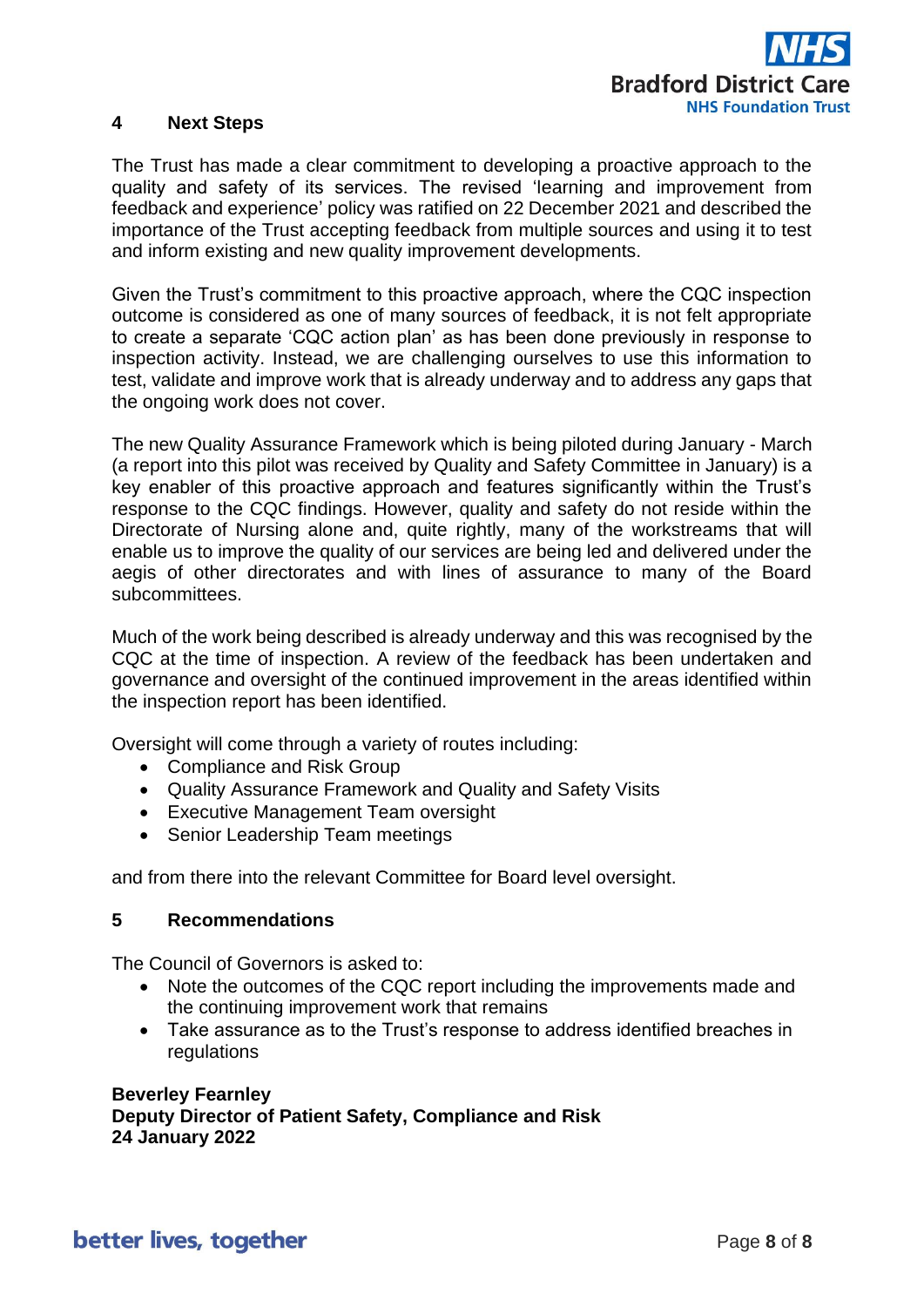## 4 Next Steps

The Trust has made a clear commitment to developing a proactive approach to the quality and safety of its services. The revised 'learning and improvement from feedback and experience' policy was ratified on 22 December 2021 and described the importance of the Trust accepting feedback from multiple sources and using it to test and inform existing and new quality improvement developments.

Given the Trust's commitment to this proactive approach, where the CQC inspection outcome is considered as one of many sources of feedback, it is not felt appropriate to create a separate 'CQC action plan' as has been done previously in response to inspection activity. Instead, we are challenging ourselves to use this information to test, validate and improve work that is already underway and to address any gaps that the ongoing work does not cover.

The new Quality Assurance Framework which is being piloted during January - March (a report into this pilot was received by Quality and Safety Committee in January) is a key enabler of this proactive approach and features significantly within the Trust's response to the CQC findings. However, quality and safety do not reside within the Directorate of Nursing alone and, quite rightly, many of the workstreams that will enable us to improve the quality of our services are being led and delivered under the aegis of other directorates and with lines of assurance to many of the Board subcommittees.

Much of the work being described is already underway and this was recognised by the CQC at the time of inspection. A review of the feedback has been undertaken and governance and oversight of the continued improvement in the areas identified within the inspection report has been identified.

Oversight will come through a variety of routes including:

- Compliance and Risk Group
- Quality Assurance Framework and Quality and Safety Visits
- Executive Management Team oversight
- Senior Leadership Team meetings

and from there into the relevant Committee for Board level oversight.

## 5 Recommendations

The Council of Governors is asked to:

- Note the outcomes of the CQC report including the improvements made and the continuing improvement work that remains
- Take assurance as to the Trust's response to address identified breaches in regulations

**Beverley Fearnley**
**Deputy Director of Patient Safety, Compliance and Risk**
**24 January 2022**